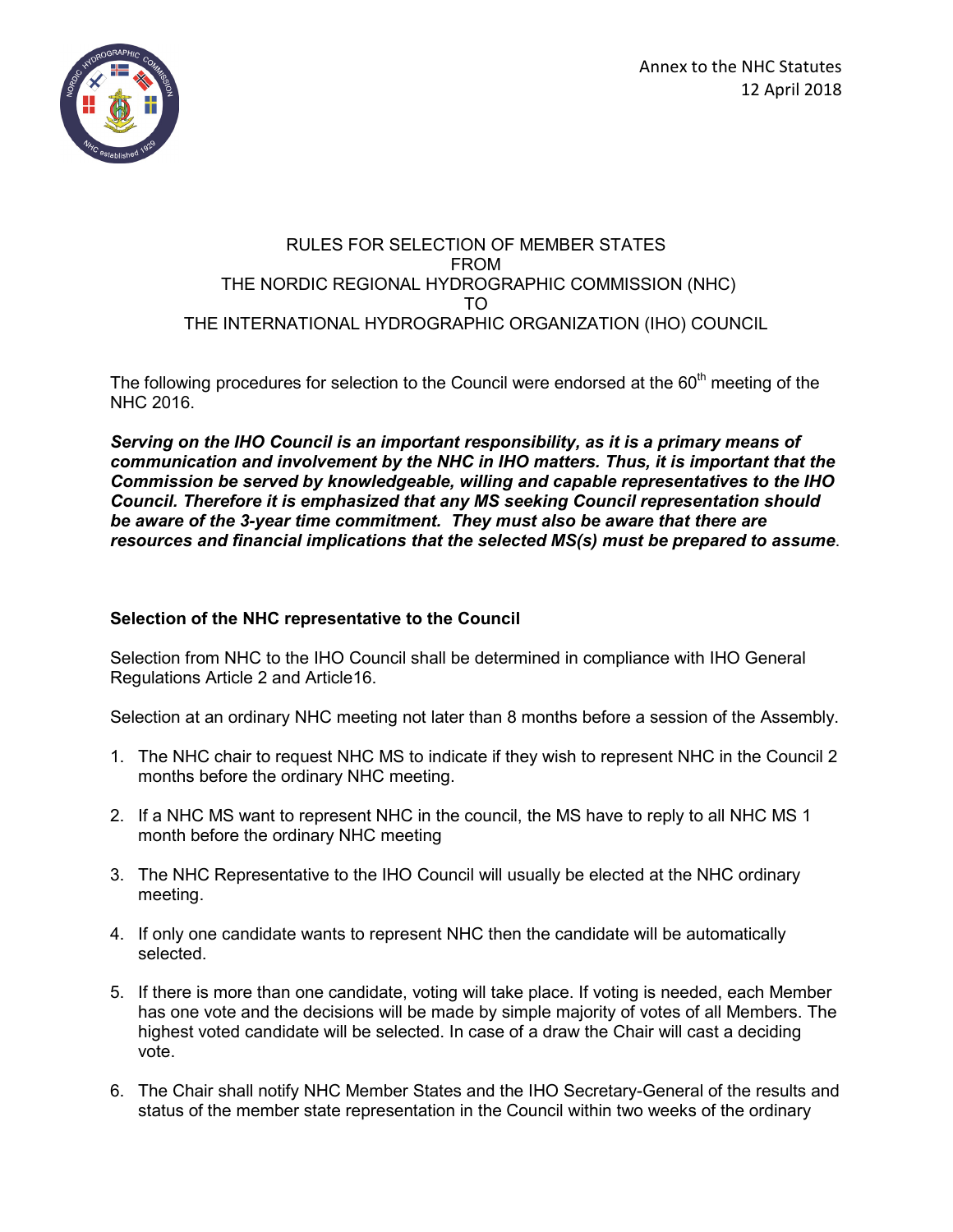Annex to the NHC Statutes
12 April 2018

# RULES FOR SELECTION OF MEMBER STATES FROM THE NORDIC REGIONAL HYDROGRAPHIC COMMISSION (NHC) TO THE INTERNATIONAL HYDROGRAPHIC ORGANIZATION (IHO) COUNCIL

The following procedures for selection to the Council were endorsed at the 60th meeting of the NHC 2016.

***Serving on the IHO Council is an important responsibility, as it is a primary means of communication and involvement by the NHC in IHO matters. Thus, it is important that the Commission be served by knowledgeable, willing and capable representatives to the IHO Council. Therefore it is emphasized that any MS seeking Council representation should be aware of the 3-year time commitment. They must also be aware that there are resources and financial implications that the selected MS(s) must be prepared to assume***.

**Selection of the NHC representative to the Council**

Selection from NHC to the IHO Council shall be determined in compliance with IHO General Regulations Article 2 and Article16.

Selection at an ordinary NHC meeting not later than 8 months before a session of the Assembly.

1. The NHC chair to request NHC MS to indicate if they wish to represent NHC in the Council 2 months before the ordinary NHC meeting.
2. If a NHC MS want to represent NHC in the council, the MS have to reply to all NHC MS 1 month before the ordinary NHC meeting
3. The NHC Representative to the IHO Council will usually be elected at the NHC ordinary meeting.
4. If only one candidate wants to represent NHC then the candidate will be automatically selected.
5. If there is more than one candidate, voting will take place. If voting is needed, each Member has one vote and the decisions will be made by simple majority of votes of all Members. The highest voted candidate will be selected. In case of a draw the Chair will cast a deciding vote.
6. The Chair shall notify NHC Member States and the IHO Secretary-General of the results and status of the member state representation in the Council within two weeks of the ordinary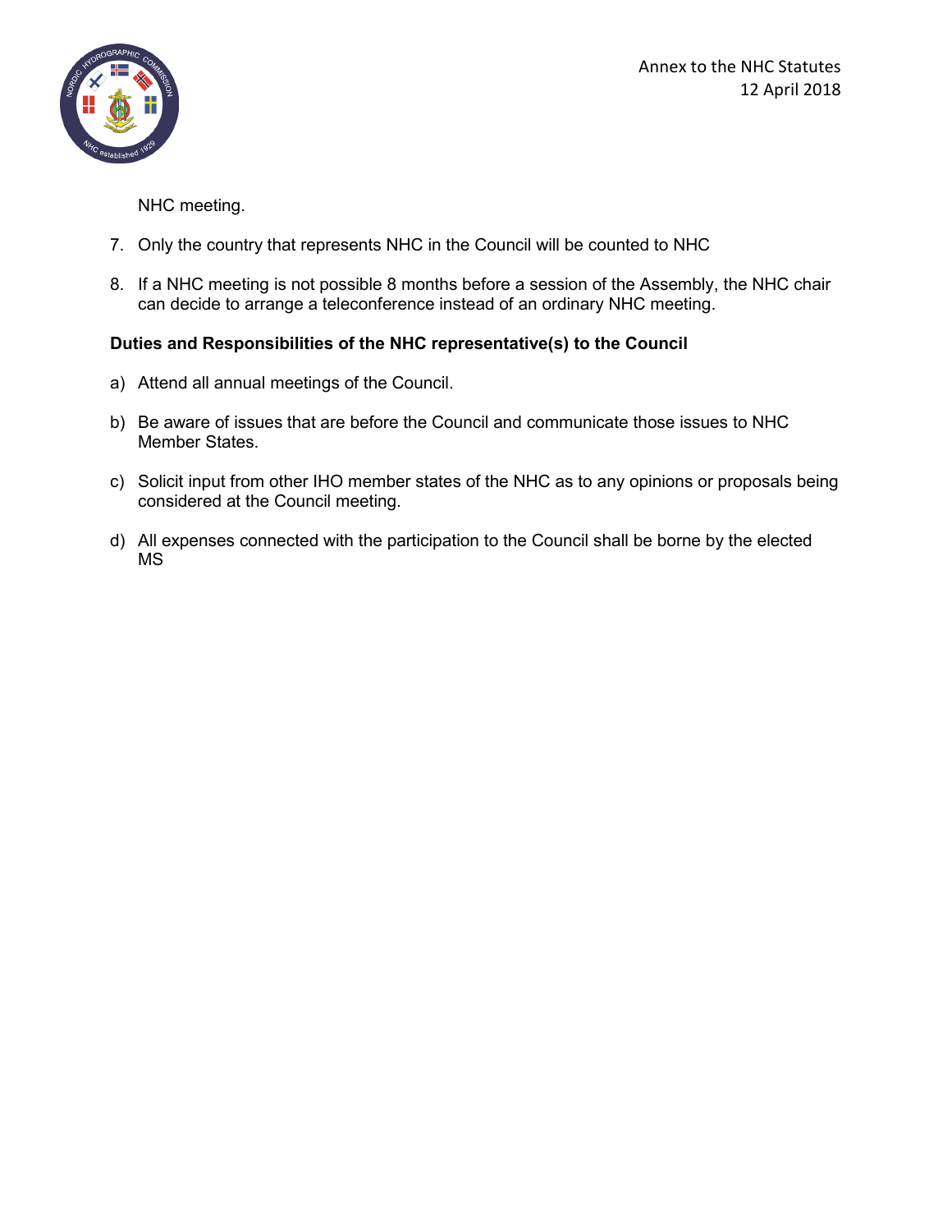NHC meeting.

7. Only the country that represents NHC in the Council will be counted to NHC

8. If a NHC meeting is not possible 8 months before a session of the Assembly, the NHC chair can decide to arrange a teleconference instead of an ordinary NHC meeting.

**Duties and Responsibilities of the NHC representative(s) to the Council**

a) Attend all annual meetings of the Council.

b) Be aware of issues that are before the Council and communicate those issues to NHC Member States.

c) Solicit input from other IHO member states of the NHC as to any opinions or proposals being considered at the Council meeting.

d) All expenses connected with the participation to the Council shall be borne by the elected MS